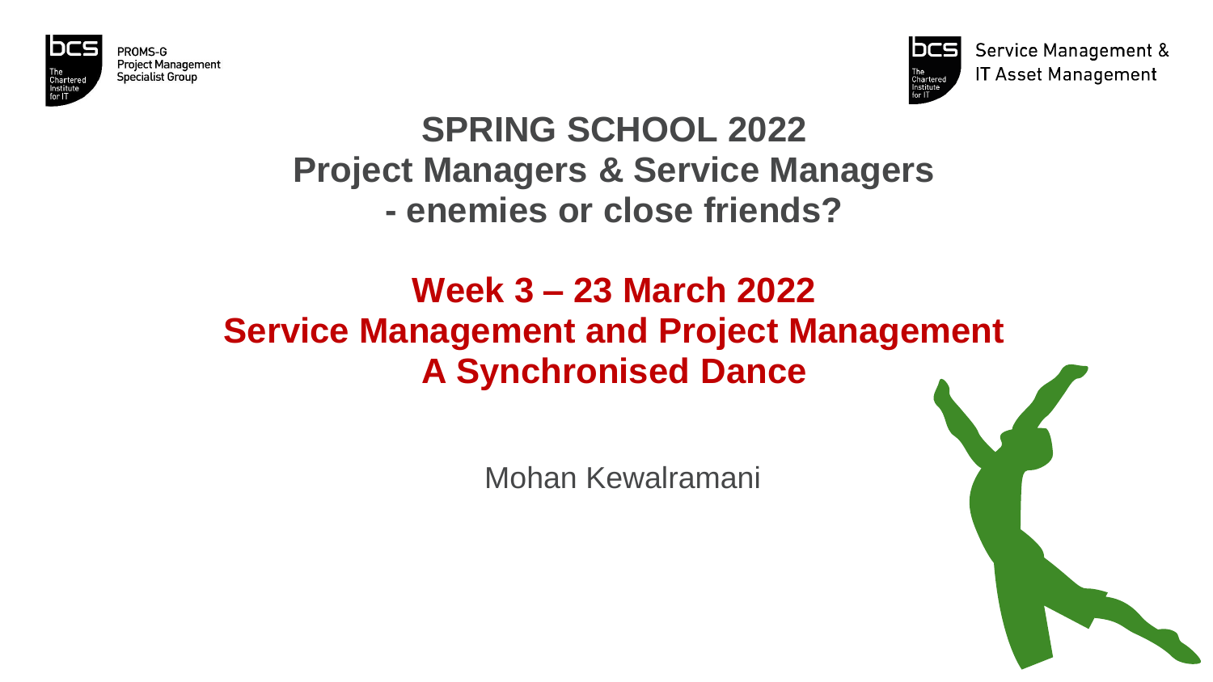PROMS-G
Project Management
Specialist Group

Service Management &
IT Asset Management

# SPRING SCHOOL 2022
# Project Managers & Service Managers - enemies or close friends?

## Week 3 – 23 March 2022
## Service Management and Project Management A Synchronised Dance

Mohan Kewalramani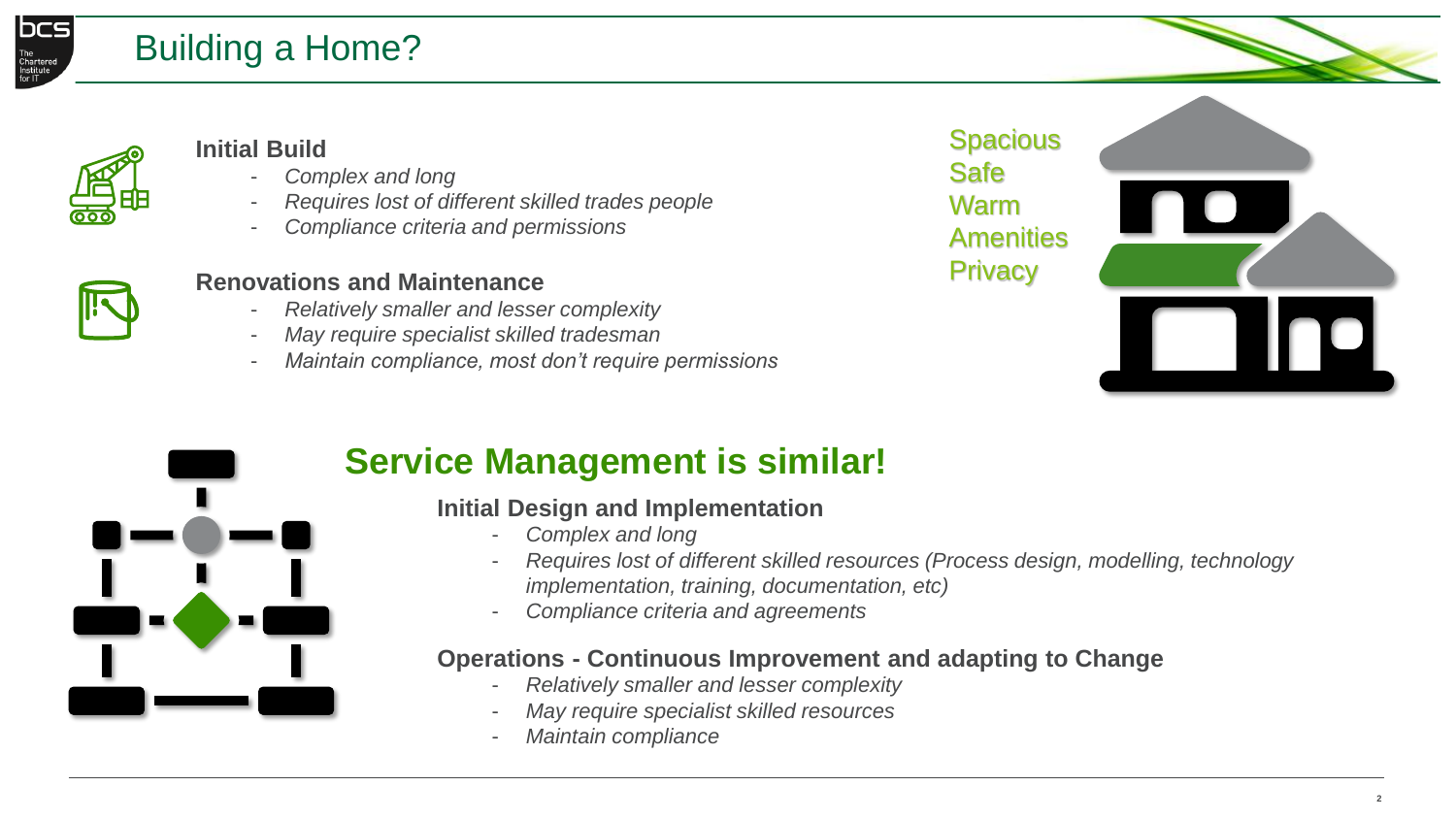# Building a Home?

### Initial Build

- *Complex and long*
- *Requires lost of different skilled trades people*
- *Compliance criteria and permissions*

### Renovations and Maintenance

- *Relatively smaller and lesser complexity*
- *May require specialist skilled tradesman*
- *Maintain compliance, most don't require permissions*

Spacious
Safe
Warm
Amenities
Privacy

## Service Management is similar!

### Initial Design and Implementation

- *Complex and long*
- *Requires lost of different skilled resources (Process design, modelling, technology implementation, training, documentation, etc)*
- *Compliance criteria and agreements*

### Operations - Continuous Improvement and adapting to Change

- *Relatively smaller and lesser complexity*
- *May require specialist skilled resources*
- *Maintain compliance*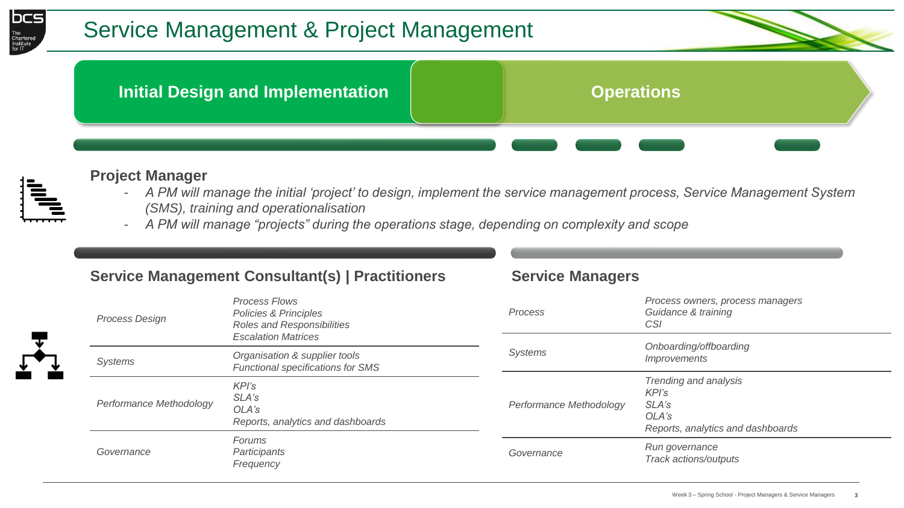# Service Management & Project Management

**Initial Design and Implementation** | **Operations**

## Project Manager

- *A PM will manage the initial 'project' to design, implement the service management process, Service Management System (SMS), training and operationalisation*
- *A PM will manage "projects" during the operations stage, depending on complexity and scope*

## Service Management Consultant(s) | Practitioners

| | |
|---|---|
| *Process Design* | *Process Flows*<br>*Policies & Principles*<br>*Roles and Responsibilities*<br>*Escalation Matrices* |
| *Systems* | *Organisation & supplier tools*<br>*Functional specifications for SMS* |
| *Performance Methodology* | *KPI's*<br>*SLA's*<br>*OLA's*<br>*Reports, analytics and dashboards* |
| *Governance* | *Forums*<br>*Participants*<br>*Frequency* |

## Service Managers

| | |
|---|---|
| *Process* | *Process owners, process managers*<br>*Guidance & training*<br>*CSI* |
| *Systems* | *Onboarding/offboarding*<br>*Improvements* |
| *Performance Methodology* | *Trending and analysis*<br>*KPI's*<br>*SLA's*<br>*OLA's*<br>*Reports, analytics and dashboards* |
| *Governance* | *Run governance*<br>*Track actions/outputs* |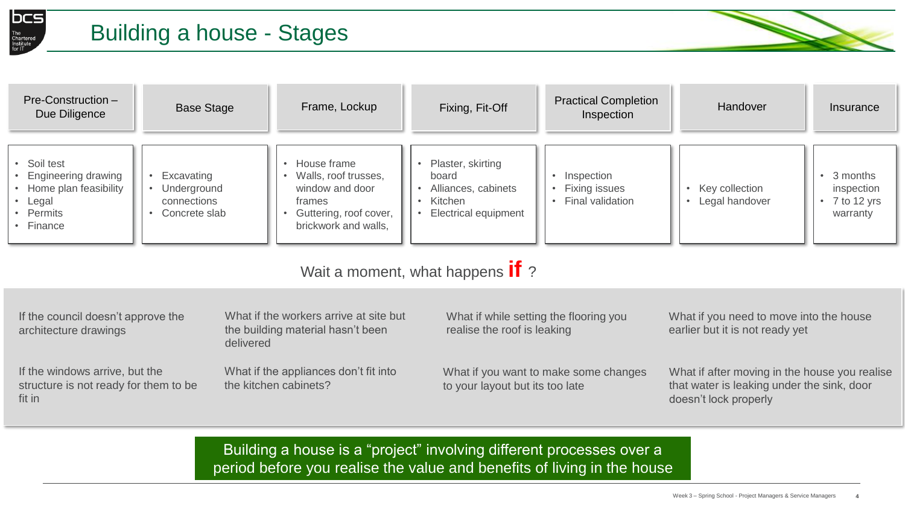# Building a house - Stages

| Pre-Construction – Due Diligence | Base Stage | Frame, Lockup | Fixing, Fit-Off | Practical Completion Inspection | Handover | Insurance |
|---|---|---|---|---|---|---|
| • Soil test<br>• Engineering drawing<br>• Home plan feasibility<br>• Legal<br>• Permits<br>• Finance | • Excavating<br>• Underground connections<br>• Concrete slab | • House frame<br>• Walls, roof trusses, window and door frames<br>• Guttering, roof cover, brickwork and walls, | • Plaster, skirting board<br>• Alliances, cabinets<br>• Kitchen<br>• Electrical equipment | • Inspection<br>• Fixing issues<br>• Final validation | • Key collection<br>• Legal handover | • 3 months inspection<br>• 7 to 12 yrs warranty |

Wait a moment, what happens **if** ?

- If the council doesn't approve the architecture drawings
- What if the workers arrive at site but the building material hasn't been delivered
- What if while setting the flooring you realise the roof is leaking
- What if you need to move into the house earlier but it is not ready yet
- If the windows arrive, but the structure is not ready for them to be fit in
- What if the appliances don't fit into the kitchen cabinets?
- What if you want to make some changes to your layout but its too late
- What if after moving in the house you realise that water is leaking under the sink, door doesn't lock properly

**Building a house is a "project" involving different processes over a period before you realise the value and benefits of living in the house**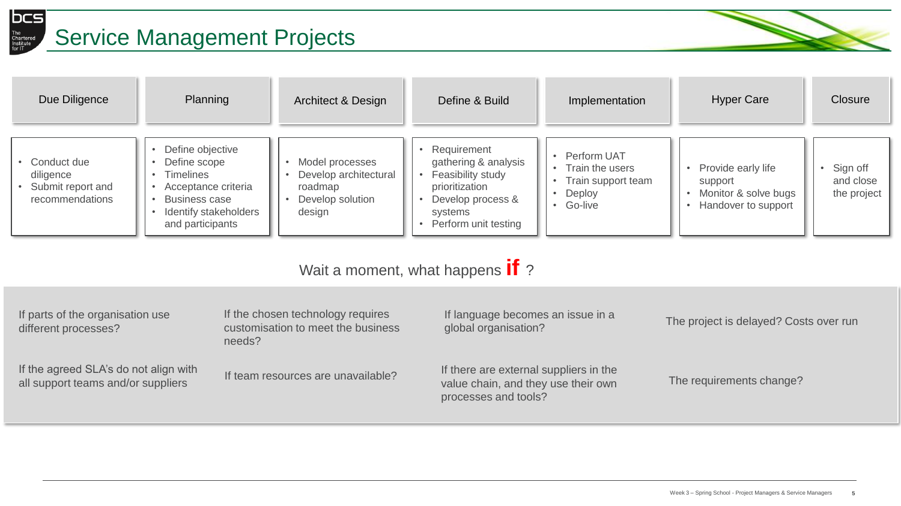# Service Management Projects

| Due Diligence | Planning | Architect & Design | Define & Build | Implementation | Hyper Care | Closure |
|---|---|---|---|---|---|---|
| • Conduct due diligence<br>• Submit report and recommendations | • Define objective<br>• Define scope<br>• Timelines<br>• Acceptance criteria<br>• Business case<br>• Identify stakeholders and participants | • Model processes<br>• Develop architectural roadmap<br>• Develop solution design | • Requirement gathering & analysis<br>• Feasibility study prioritization<br>• Develop process & systems<br>• Perform unit testing | • Perform UAT<br>• Train the users<br>• Train support team<br>• Deploy<br>• Go-live | • Provide early life support<br>• Monitor & solve bugs<br>• Handover to support | • Sign off and close the project |

Wait a moment, what happens **if** ?

- If parts of the organisation use different processes?
- If the chosen technology requires customisation to meet the business needs?
- If language becomes an issue in a global organisation?
- The project is delayed? Costs over run
- If the agreed SLA's do not align with all support teams and/or suppliers
- If team resources are unavailable?
- If there are external suppliers in the value chain, and they use their own processes and tools?
- The requirements change?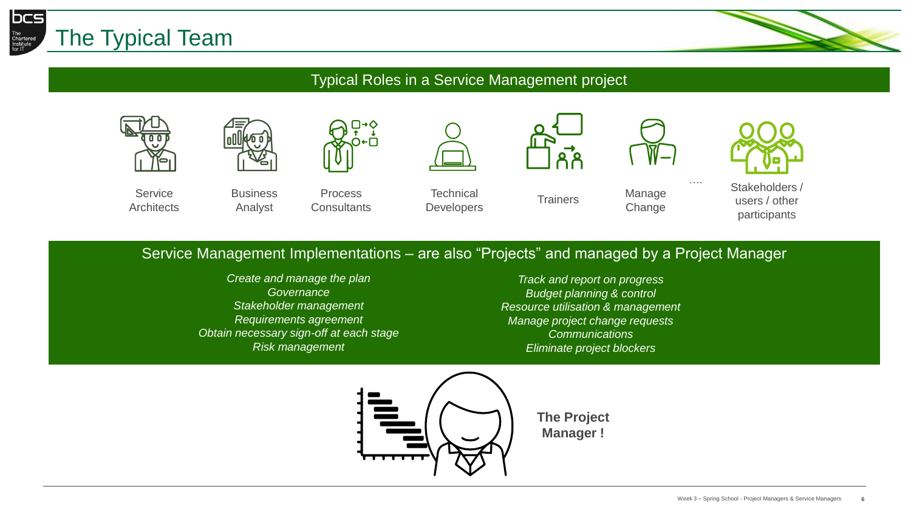# The Typical Team

## Typical Roles in a Service Management project

- Service Architects
- Business Analyst
- Process Consultants
- Technical Developers
- Trainers
- Manage Change
- ….
- Stakeholders / users / other participants

## Service Management Implementations – are also “Projects” and managed by a Project Manager

*Create and manage the plan*
*Governance*
*Stakeholder management*
*Requirements agreement*
*Obtain necessary sign-off at each stage*
*Risk management*

*Track and report on progress*
*Budget planning & control*
*Resource utilisation & management*
*Manage project change requests*
*Communications*
*Eliminate project blockers*

**The Project Manager !**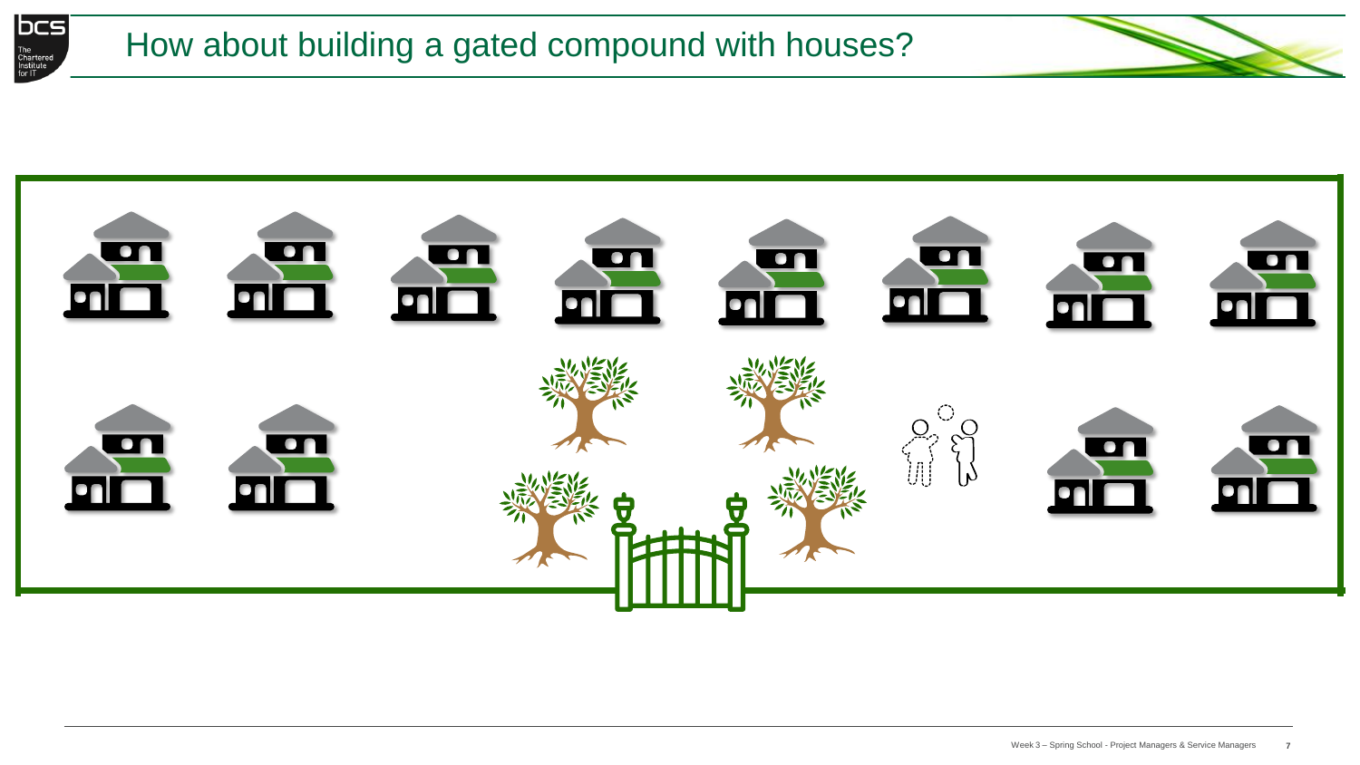# How about building a gated compound with houses?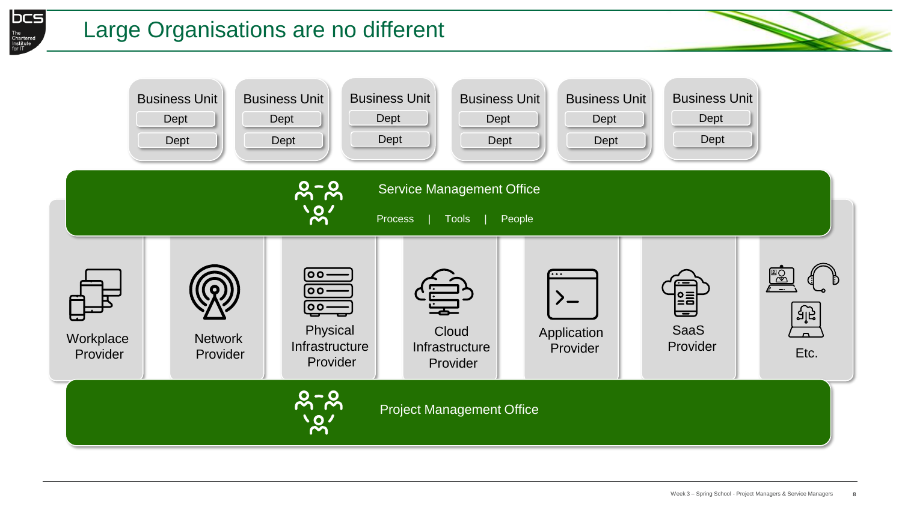# Large Organisations are no different

Business Unit
- Dept
- Dept

Business Unit
- Dept
- Dept

Business Unit
- Dept
- Dept

Business Unit
- Dept
- Dept

Business Unit
- Dept
- Dept

Business Unit
- Dept
- Dept

**Service Management Office**

Process | Tools | People

Workplace Provider

Network Provider

Physical Infrastructure Provider

Cloud Infrastructure Provider

Application Provider

SaaS Provider

Etc.

**Project Management Office**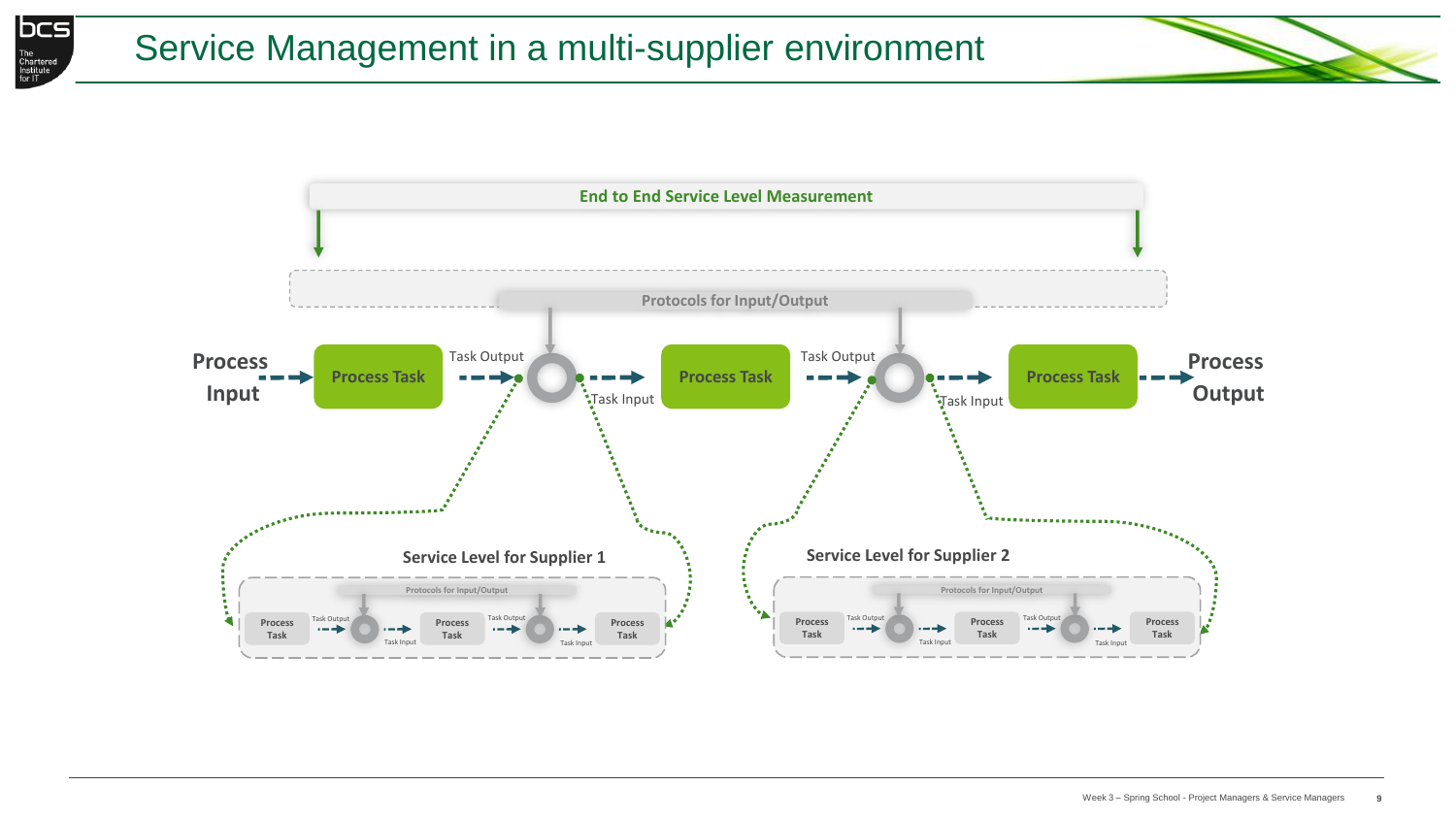# Service Management in a multi-supplier environment

End to End Service Level Measurement

Protocols for Input/Output

Process Input → Process Task → Task Output → Task Input → Process Task → Task Output → Task Input → Process Task → Process Output

**Service Level for Supplier 1**

Protocols for Input/Output

Process Task → Task Output → Task Input → Process Task → Task Output → Task Input → Process Task

**Service Level for Supplier 2**

Protocols for Input/Output

Process Task → Task Output → Task Input → Process Task → Task Output → Task Input → Process Task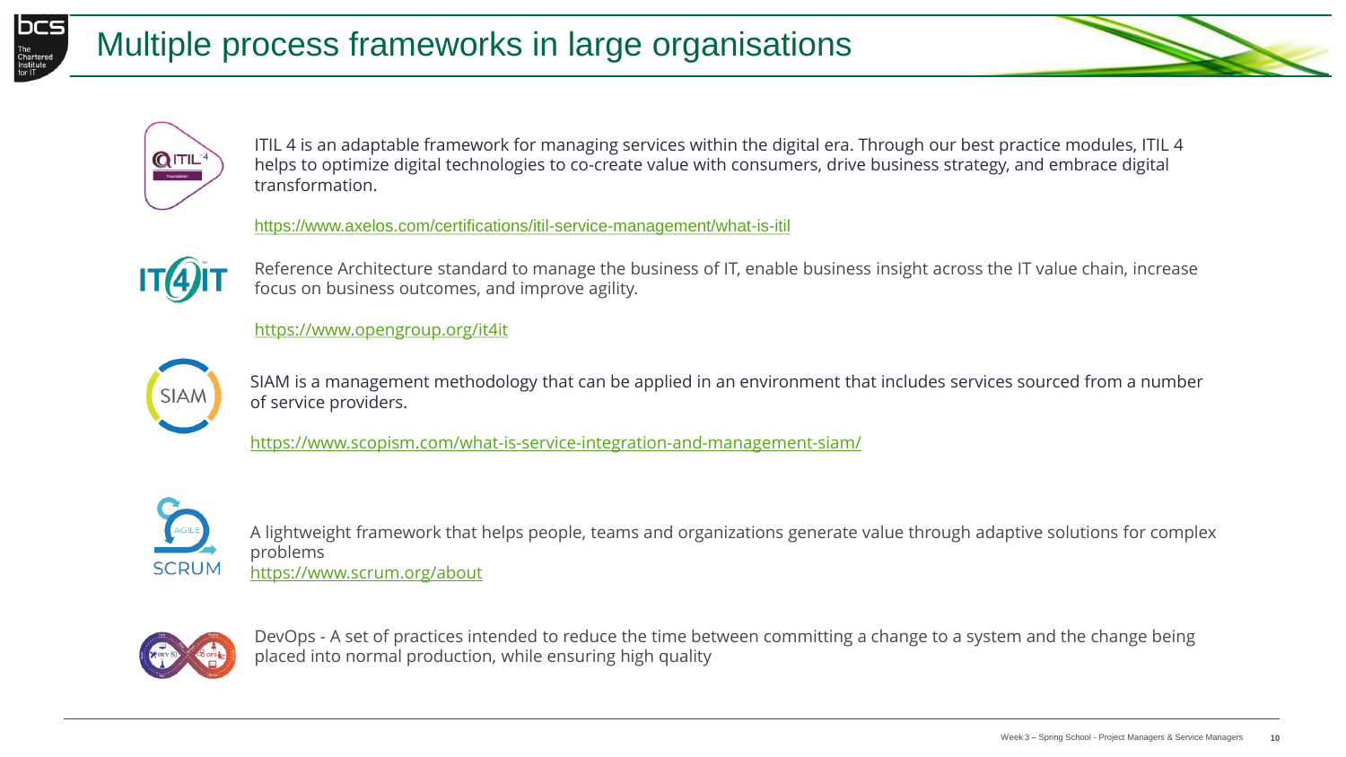# Multiple process frameworks in large organisations

ITIL 4 is an adaptable framework for managing services within the digital era. Through our best practice modules, ITIL 4 helps to optimize digital technologies to co-create value with consumers, drive business strategy, and embrace digital transformation.

https://www.axelos.com/certifications/itil-service-management/what-is-itil

Reference Architecture standard to manage the business of IT, enable business insight across the IT value chain, increase focus on business outcomes, and improve agility.

https://www.opengroup.org/it4it

SIAM is a management methodology that can be applied in an environment that includes services sourced from a number of service providers.

https://www.scopism.com/what-is-service-integration-and-management-siam/

A lightweight framework that helps people, teams and organizations generate value through adaptive solutions for complex problems
https://www.scrum.org/about

DevOps - A set of practices intended to reduce the time between committing a change to a system and the change being placed into normal production, while ensuring high quality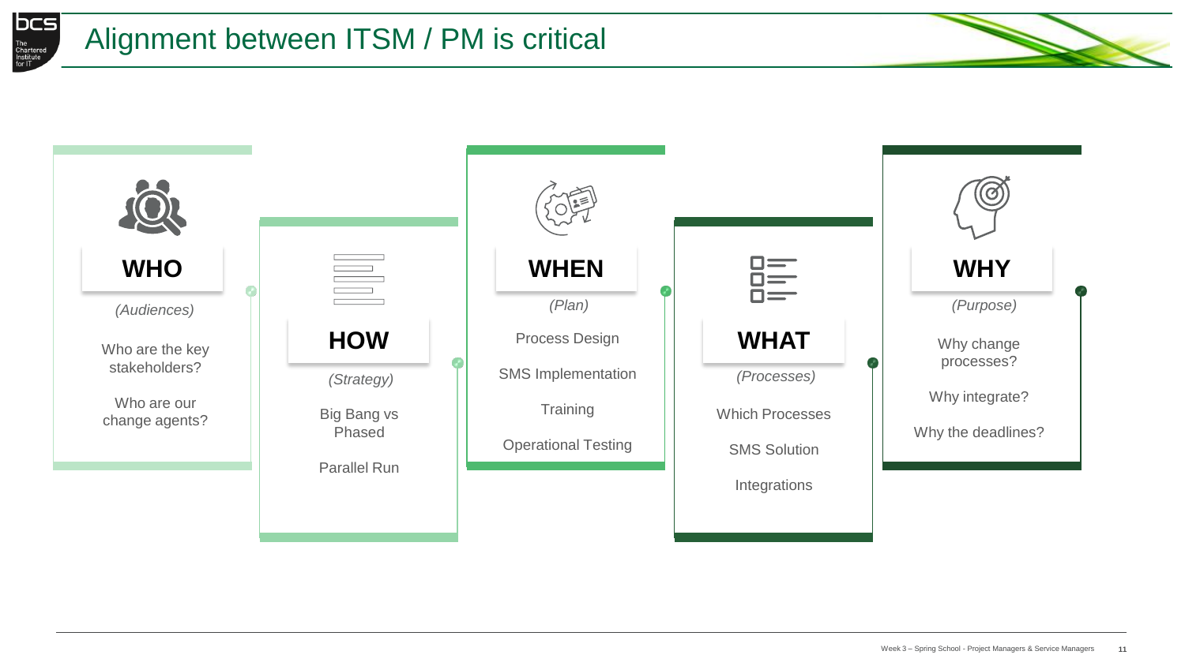# Alignment between ITSM / PM is critical

### WHO
*(Audiences)*

Who are the key stakeholders?

Who are our change agents?

### HOW
*(Strategy)*

Big Bang vs Phased

Parallel Run

### WHEN
*(Plan)*

Process Design

SMS Implementation

Training

Operational Testing

### WHAT
*(Processes)*

Which Processes

SMS Solution

Integrations

### WHY
*(Purpose)*

Why change processes?

Why integrate?

Why the deadlines?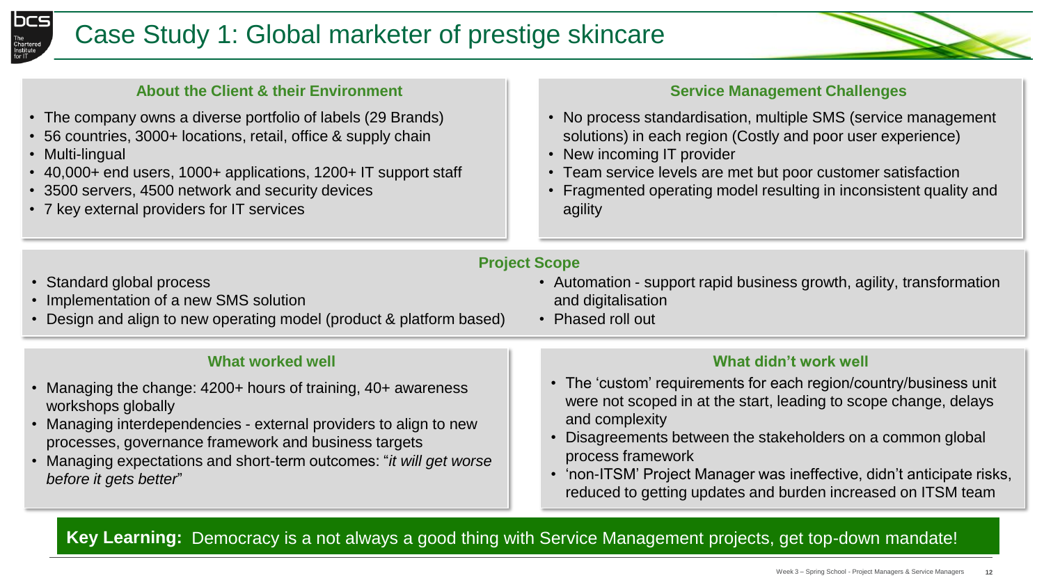# Case Study 1: Global marketer of prestige skincare

### About the Client & their Environment

- The company owns a diverse portfolio of labels (29 Brands)
- 56 countries, 3000+ locations, retail, office & supply chain
- Multi-lingual
- 40,000+ end users, 1000+ applications, 1200+ IT support staff
- 3500 servers, 4500 network and security devices
- 7 key external providers for IT services

### Service Management Challenges

- No process standardisation, multiple SMS (service management solutions) in each region (Costly and poor user experience)
- New incoming IT provider
- Team service levels are met but poor customer satisfaction
- Fragmented operating model resulting in inconsistent quality and agility

### Project Scope

- Standard global process
- Implementation of a new SMS solution
- Design and align to new operating model (product & platform based)
- Automation - support rapid business growth, agility, transformation and digitalisation
- Phased roll out

### What worked well

- Managing the change: 4200+ hours of training, 40+ awareness workshops globally
- Managing interdependencies - external providers to align to new processes, governance framework and business targets
- Managing expectations and short-term outcomes: "*it will get worse before it gets better*"

### What didn't work well

- The 'custom' requirements for each region/country/business unit were not scoped in at the start, leading to scope change, delays and complexity
- Disagreements between the stakeholders on a common global process framework
- 'non-ITSM' Project Manager was ineffective, didn't anticipate risks, reduced to getting updates and burden increased on ITSM team

**Key Learning:** Democracy is a not always a good thing with Service Management projects, get top-down mandate!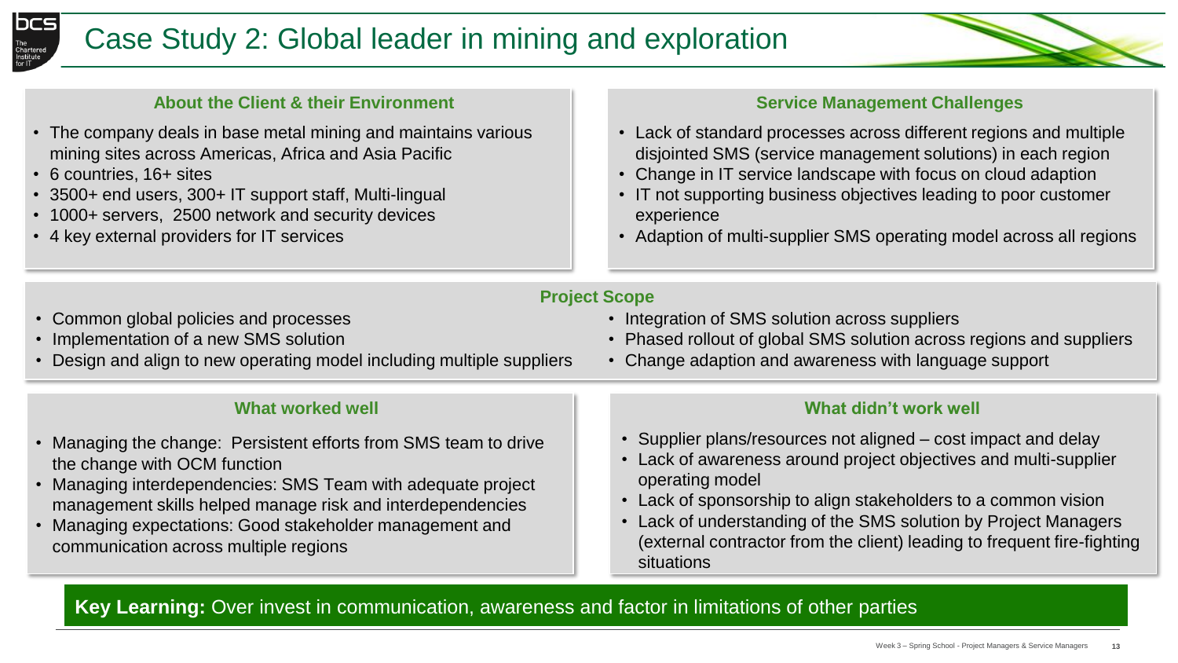# Case Study 2: Global leader in mining and exploration

### About the Client & their Environment

- The company deals in base metal mining and maintains various mining sites across Americas, Africa and Asia Pacific
- 6 countries, 16+ sites
- 3500+ end users, 300+ IT support staff, Multi-lingual
- 1000+ servers, 2500 network and security devices
- 4 key external providers for IT services

### Service Management Challenges

- Lack of standard processes across different regions and multiple disjointed SMS (service management solutions) in each region
- Change in IT service landscape with focus on cloud adaption
- IT not supporting business objectives leading to poor customer experience
- Adaption of multi-supplier SMS operating model across all regions

### Project Scope

- Common global policies and processes
- Implementation of a new SMS solution
- Design and align to new operating model including multiple suppliers
- Integration of SMS solution across suppliers
- Phased rollout of global SMS solution across regions and suppliers
- Change adaption and awareness with language support

### What worked well

- Managing the change: Persistent efforts from SMS team to drive the change with OCM function
- Managing interdependencies: SMS Team with adequate project management skills helped manage risk and interdependencies
- Managing expectations: Good stakeholder management and communication across multiple regions

### What didn't work well

- Supplier plans/resources not aligned – cost impact and delay
- Lack of awareness around project objectives and multi-supplier operating model
- Lack of sponsorship to align stakeholders to a common vision
- Lack of understanding of the SMS solution by Project Managers (external contractor from the client) leading to frequent fire-fighting situations

**Key Learning:** Over invest in communication, awareness and factor in limitations of other parties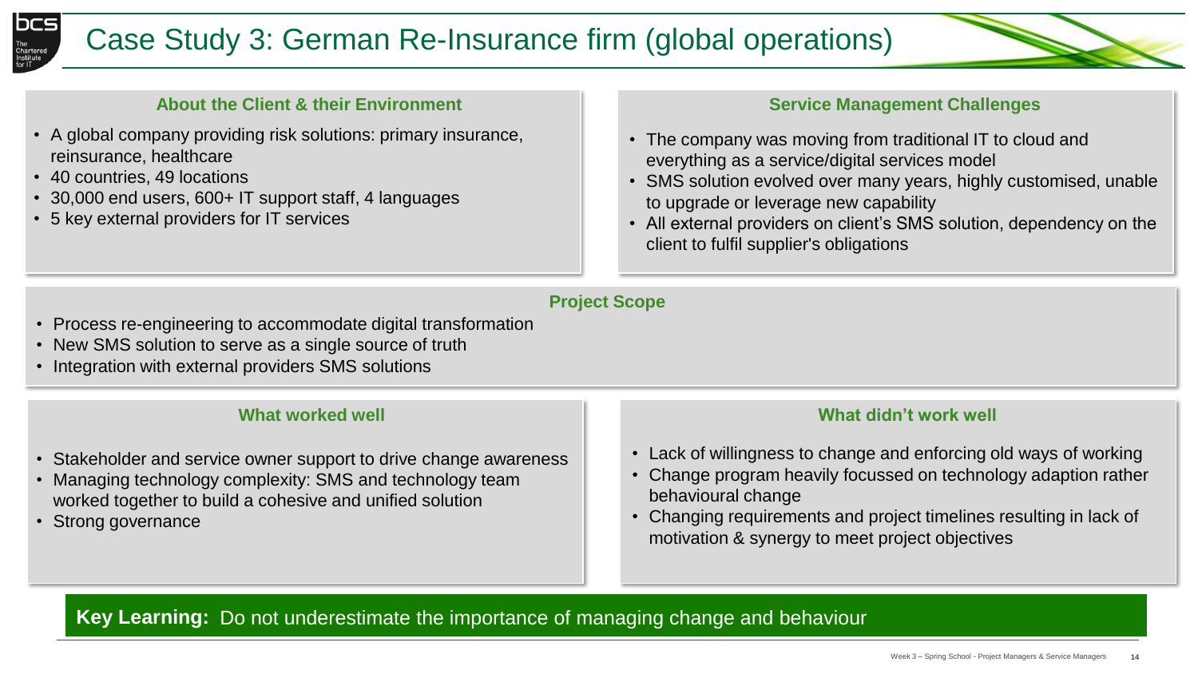# Case Study 3: German Re-Insurance firm (global operations)

### About the Client & their Environment

- A global company providing risk solutions: primary insurance, reinsurance, healthcare
- 40 countries, 49 locations
- 30,000 end users, 600+ IT support staff, 4 languages
- 5 key external providers for IT services

### Service Management Challenges

- The company was moving from traditional IT to cloud and everything as a service/digital services model
- SMS solution evolved over many years, highly customised, unable to upgrade or leverage new capability
- All external providers on client's SMS solution, dependency on the client to fulfil supplier's obligations

### Project Scope

- Process re-engineering to accommodate digital transformation
- New SMS solution to serve as a single source of truth
- Integration with external providers SMS solutions

### What worked well

- Stakeholder and service owner support to drive change awareness
- Managing technology complexity: SMS and technology team worked together to build a cohesive and unified solution
- Strong governance

### What didn't work well

- Lack of willingness to change and enforcing old ways of working
- Change program heavily focussed on technology adaption rather behavioural change
- Changing requirements and project timelines resulting in lack of motivation & synergy to meet project objectives

**Key Learning:** Do not underestimate the importance of managing change and behaviour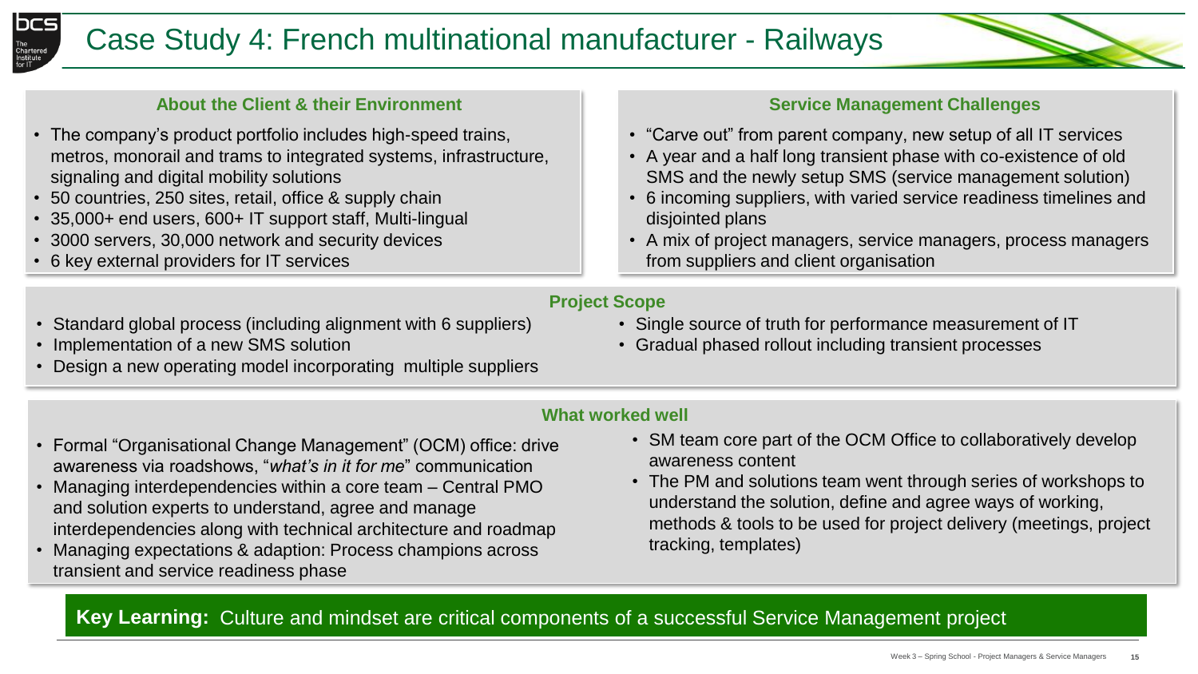# Case Study 4: French multinational manufacturer - Railways

## About the Client & their Environment

- The company's product portfolio includes high-speed trains, metros, monorail and trams to integrated systems, infrastructure, signaling and digital mobility solutions
- 50 countries, 250 sites, retail, office & supply chain
- 35,000+ end users, 600+ IT support staff, Multi-lingual
- 3000 servers, 30,000 network and security devices
- 6 key external providers for IT services

## Service Management Challenges

- "Carve out" from parent company, new setup of all IT services
- A year and a half long transient phase with co-existence of old SMS and the newly setup SMS (service management solution)
- 6 incoming suppliers, with varied service readiness timelines and disjointed plans
- A mix of project managers, service managers, process managers from suppliers and client organisation

## Project Scope

- Standard global process (including alignment with 6 suppliers)
- Implementation of a new SMS solution
- Design a new operating model incorporating multiple suppliers
- Single source of truth for performance measurement of IT
- Gradual phased rollout including transient processes

## What worked well

- Formal "Organisational Change Management" (OCM) office: drive awareness via roadshows, "*what's in it for me*" communication
- Managing interdependencies within a core team – Central PMO and solution experts to understand, agree and manage interdependencies along with technical architecture and roadmap
- Managing expectations & adaption: Process champions across transient and service readiness phase
- SM team core part of the OCM Office to collaboratively develop awareness content
- The PM and solutions team went through series of workshops to understand the solution, define and agree ways of working, methods & tools to be used for project delivery (meetings, project tracking, templates)

**Key Learning:** Culture and mindset are critical components of a successful Service Management project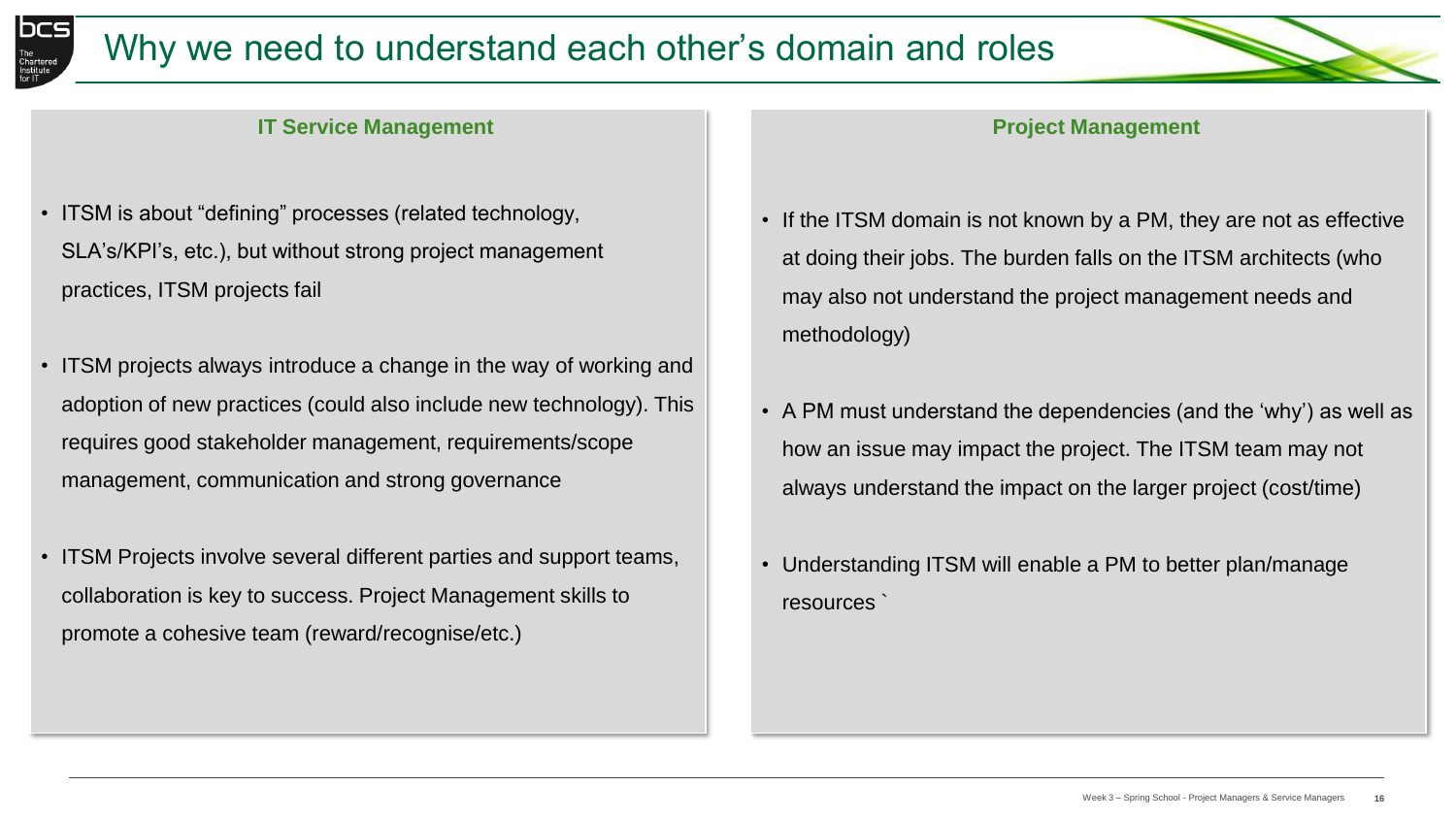# Why we need to understand each other's domain and roles

## IT Service Management

- ITSM is about "defining" processes (related technology, SLA's/KPI's, etc.), but without strong project management practices, ITSM projects fail
- ITSM projects always introduce a change in the way of working and adoption of new practices (could also include new technology). This requires good stakeholder management, requirements/scope management, communication and strong governance
- ITSM Projects involve several different parties and support teams, collaboration is key to success. Project Management skills to promote a cohesive team (reward/recognise/etc.)

## Project Management

- If the ITSM domain is not known by a PM, they are not as effective at doing their jobs. The burden falls on the ITSM architects (who may also not understand the project management needs and methodology)
- A PM must understand the dependencies (and the 'why') as well as how an issue may impact the project. The ITSM team may not always understand the impact on the larger project (cost/time)
- Understanding ITSM will enable a PM to better plan/manage resources `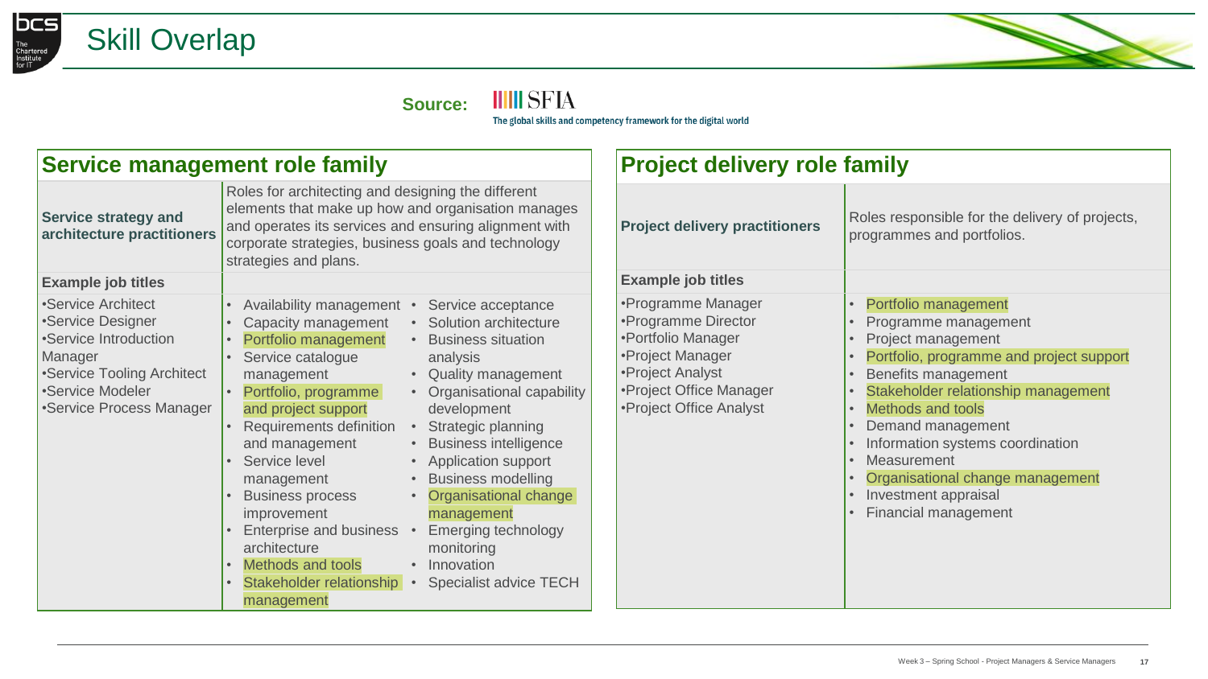# Skill Overlap

**Source:** SFIA — The global skills and competency framework for the digital world

## Service management role family

| **Service strategy and architecture practitioners** | Roles for architecting and designing the different elements that make up how and organisation manages and operates its services and ensuring alignment with corporate strategies, business goals and technology strategies and plans. |
|---|---|
| **Example job titles** | |
| •Service Architect<br>•Service Designer<br>•Service Introduction Manager<br>•Service Tooling Architect<br>•Service Modeler<br>•Service Process Manager | • Availability management<br>• Capacity management<br>• Portfolio management<br>• Service catalogue management<br>• Portfolio, programme and project support<br>• Requirements definition and management<br>• Service level management<br>• Business process improvement<br>• Enterprise and business architecture<br>• Methods and tools<br>• Stakeholder relationship management<br>• Service acceptance<br>• Solution architecture<br>• Business situation analysis<br>• Quality management<br>• Organisational capability development<br>• Strategic planning<br>• Business intelligence<br>• Application support<br>• Business modelling<br>• Organisational change management<br>• Emerging technology monitoring<br>• Innovation<br>• Specialist advice TECH |

## Project delivery role family

| **Project delivery practitioners** | Roles responsible for the delivery of projects, programmes and portfolios. |
|---|---|
| **Example job titles** | |
| •Programme Manager<br>•Programme Director<br>•Portfolio Manager<br>•Project Manager<br>•Project Analyst<br>•Project Office Manager<br>•Project Office Analyst | • Portfolio management<br>• Programme management<br>• Project management<br>• Portfolio, programme and project support<br>• Benefits management<br>• Stakeholder relationship management<br>• Methods and tools<br>• Demand management<br>• Information systems coordination<br>• Measurement<br>• Organisational change management<br>• Investment appraisal<br>• Financial management |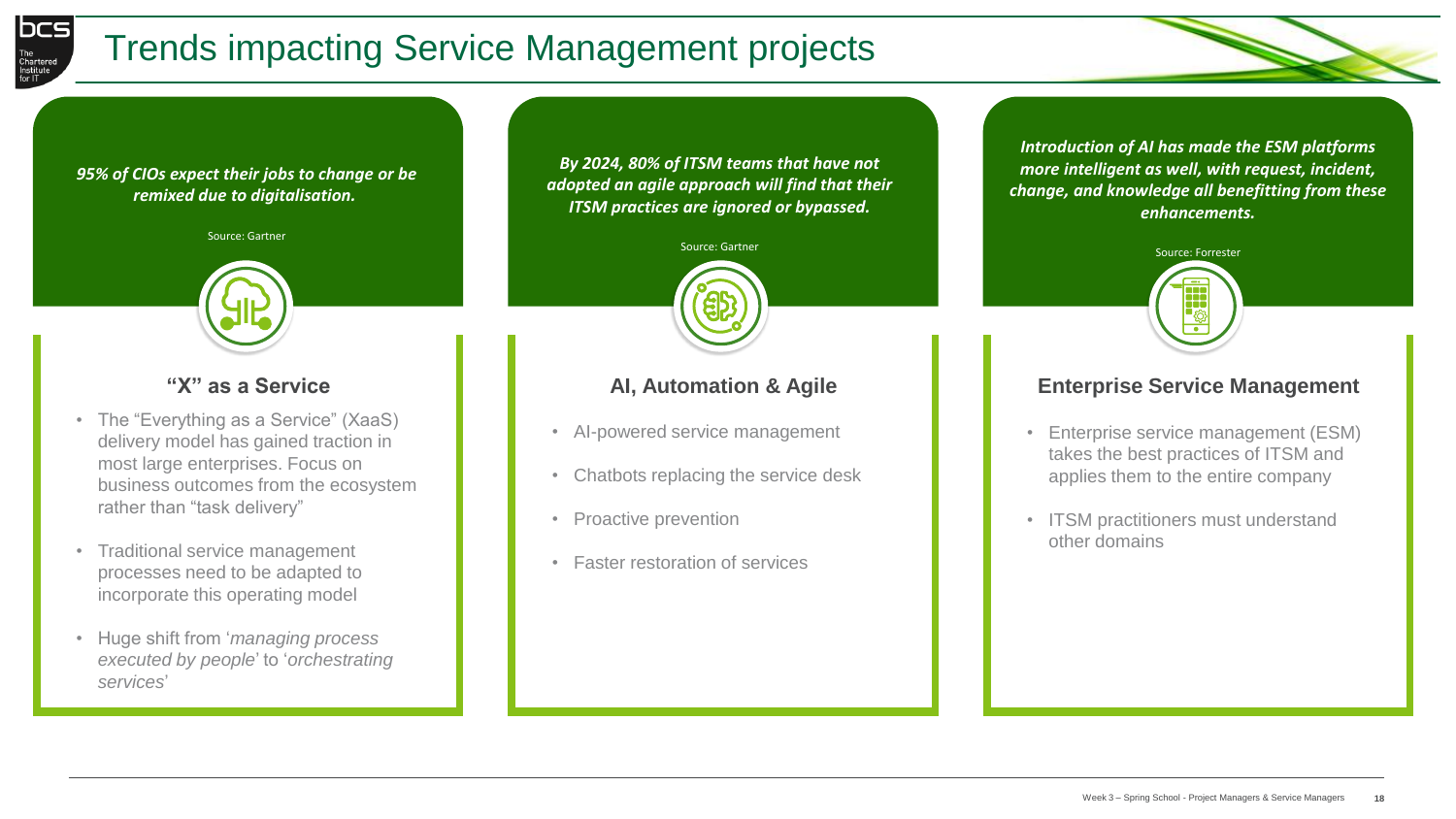# Trends impacting Service Management projects

*95% of CIOs expect their jobs to change or be remixed due to digitalisation.*

Source: Gartner

### "X" as a Service

- The "Everything as a Service" (XaaS) delivery model has gained traction in most large enterprises. Focus on business outcomes from the ecosystem rather than "task delivery"
- Traditional service management processes need to be adapted to incorporate this operating model
- Huge shift from '*managing process executed by people*' to '*orchestrating services*'

*By 2024, 80% of ITSM teams that have not adopted an agile approach will find that their ITSM practices are ignored or bypassed.*

Source: Gartner

### AI, Automation & Agile

- AI-powered service management
- Chatbots replacing the service desk
- Proactive prevention
- Faster restoration of services

*Introduction of AI has made the ESM platforms more intelligent as well, with request, incident, change, and knowledge all benefitting from these enhancements.*

Source: Forrester

### Enterprise Service Management

- Enterprise service management (ESM) takes the best practices of ITSM and applies them to the entire company
- ITSM practitioners must understand other domains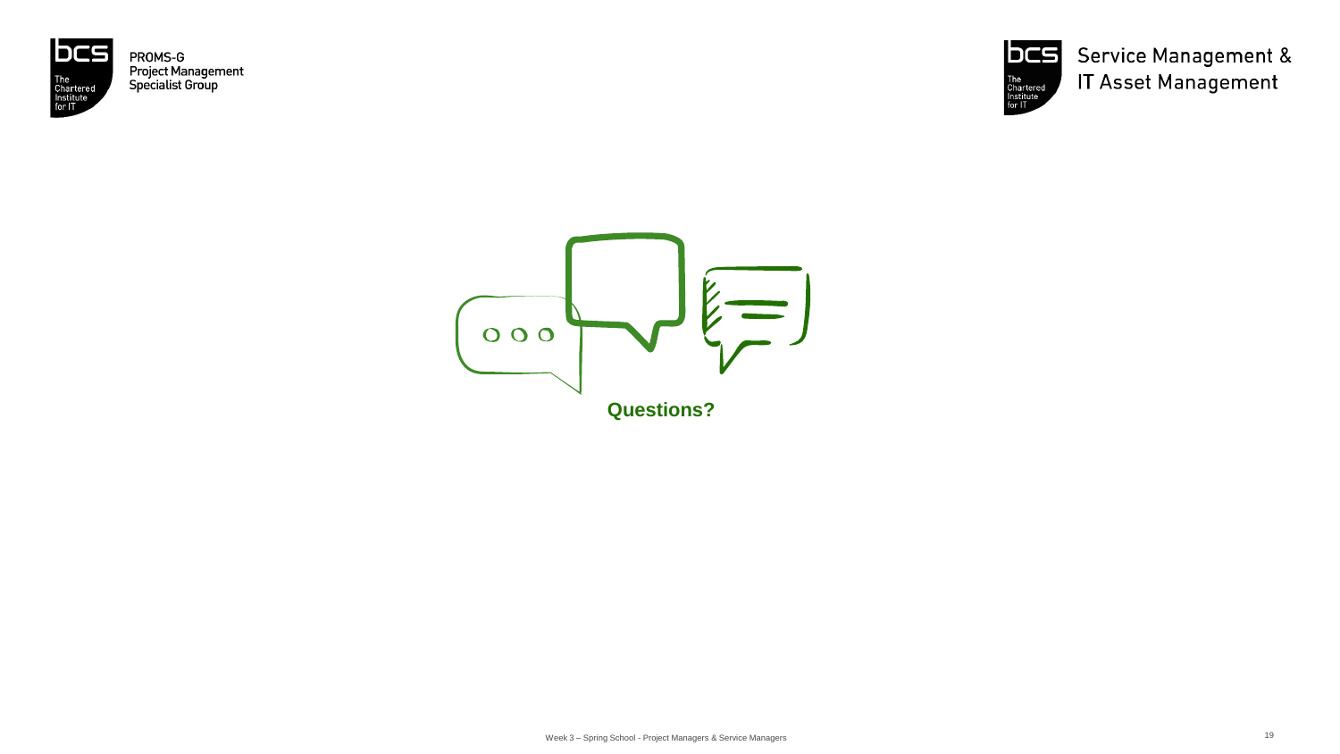PROMS-G
Project Management
Specialist Group

Service Management &
IT Asset Management

**Questions?**